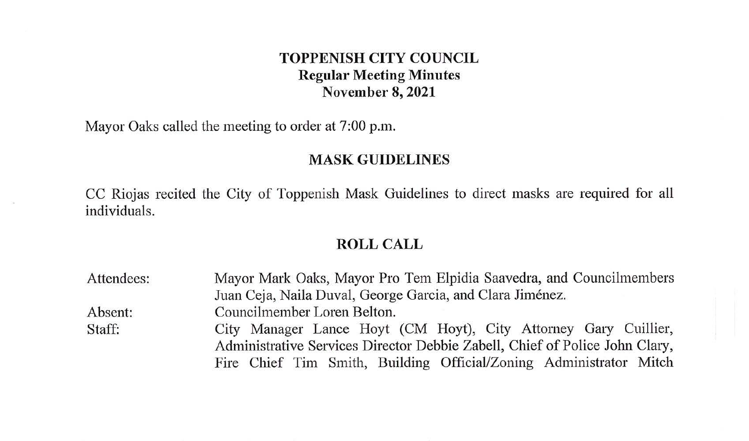# TOPPENISH CITY COUNCIL
## Regular Meeting Minutes
## November 8, 2021

Mayor Oaks called the meeting to order at 7:00 p.m.

## MASK GUIDELINES

CC Riojas recited the City of Toppenish Mask Guidelines to direct masks are required for all individuals.

## ROLL CALL

Attendees: Mayor Mark Oaks, Mayor Pro Tem Elpidia Saavedra, and Councilmembers Juan Ceja, Naila Duval, George Garcia, and Clara Jiménez.

Absent: Councilmember Loren Belton.

Staff: City Manager Lance Hoyt (CM Hoyt), City Attorney Gary Cuillier, Administrative Services Director Debbie Zabell, Chief of Police John Clary, Fire Chief Tim Smith, Building Official/Zoning Administrator Mitch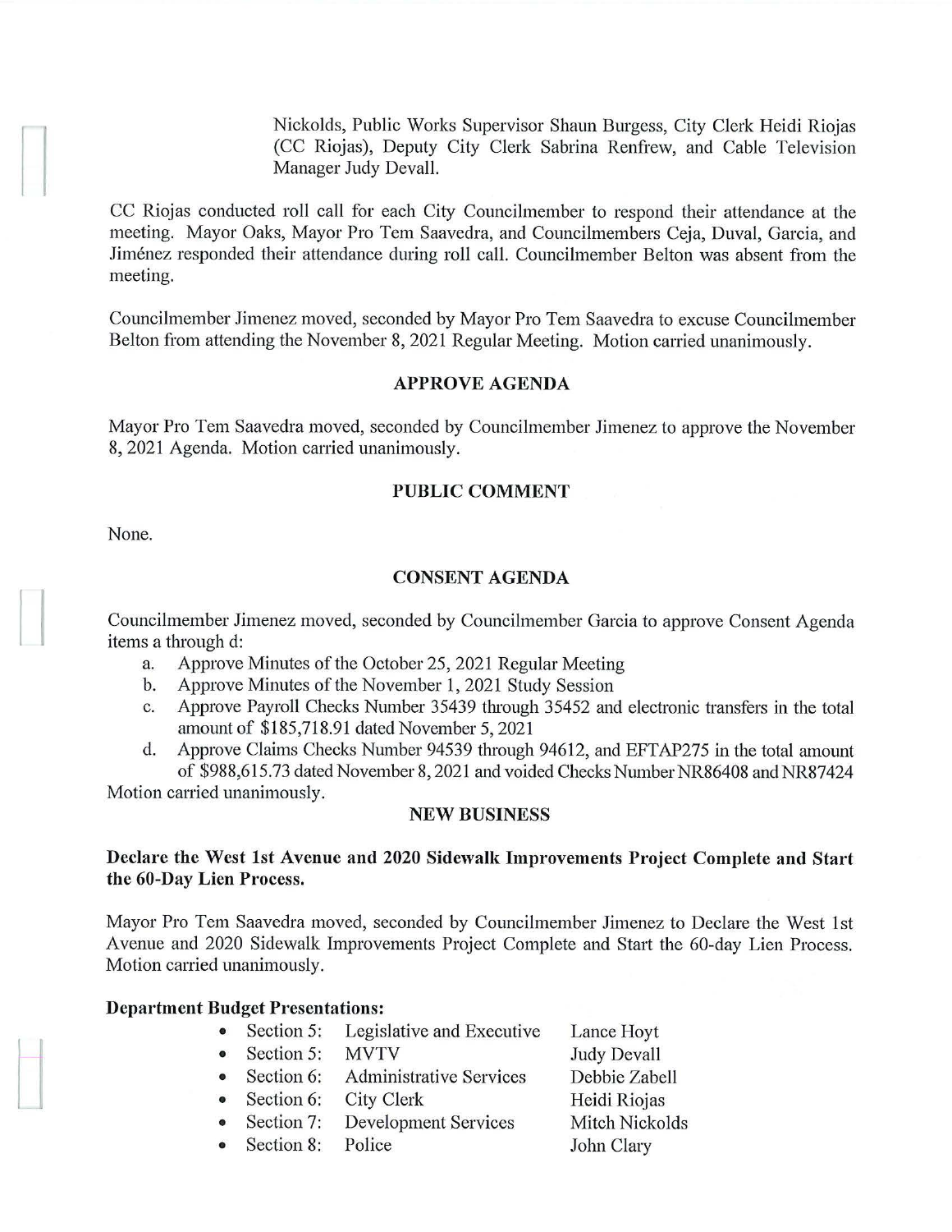Nickolds, Public Works Supervisor Shaun Burgess, City Clerk Heidi Riojas (CC Riojas), Deputy City Clerk Sabrina Renfrew, and Cable Television Manager Judy Devall.

CC Riojas conducted roll call for each City Councilmember to respond their attendance at the meeting. Mayor Oaks, Mayor Pro Tem Saavedra, and Councilmembers Ceja, Duval, Garcia, and Jiménez responded their attendance during roll call. Councilmember Belton was absent from the meeting.

Councilmember Jimenez moved, seconded by Mayor Pro Tem Saavedra to excuse Councilmember Belton from attending the November 8, 2021 Regular Meeting. Motion carried unanimously.

## APPROVE AGENDA

Mayor Pro Tem Saavedra moved, seconded by Councilmember Jimenez to approve the November 8, 2021 Agenda. Motion carried unanimously.

## PUBLIC COMMENT

None.

## CONSENT AGENDA

Councilmember Jimenez moved, seconded by Councilmember Garcia to approve Consent Agenda items a through d:

a. Approve Minutes of the October 25, 2021 Regular Meeting
b. Approve Minutes of the November 1, 2021 Study Session
c. Approve Payroll Checks Number 35439 through 35452 and electronic transfers in the total amount of $185,718.91 dated November 5, 2021
d. Approve Claims Checks Number 94539 through 94612, and EFTAP275 in the total amount of $988,615.73 dated November 8, 2021 and voided Checks Number NR86408 and NR87424

Motion carried unanimously.

## NEW BUSINESS

**Declare the West 1st Avenue and 2020 Sidewalk Improvements Project Complete and Start the 60-Day Lien Process.**

Mayor Pro Tem Saavedra moved, seconded by Councilmember Jimenez to Declare the West 1st Avenue and 2020 Sidewalk Improvements Project Complete and Start the 60-day Lien Process. Motion carried unanimously.

**Department Budget Presentations:**

- Section 5: Legislative and Executive — Lance Hoyt
- Section 5: MVTV — Judy Devall
- Section 6: Administrative Services — Debbie Zabell
- Section 6: City Clerk — Heidi Riojas
- Section 7: Development Services — Mitch Nickolds
- Section 8: Police — John Clary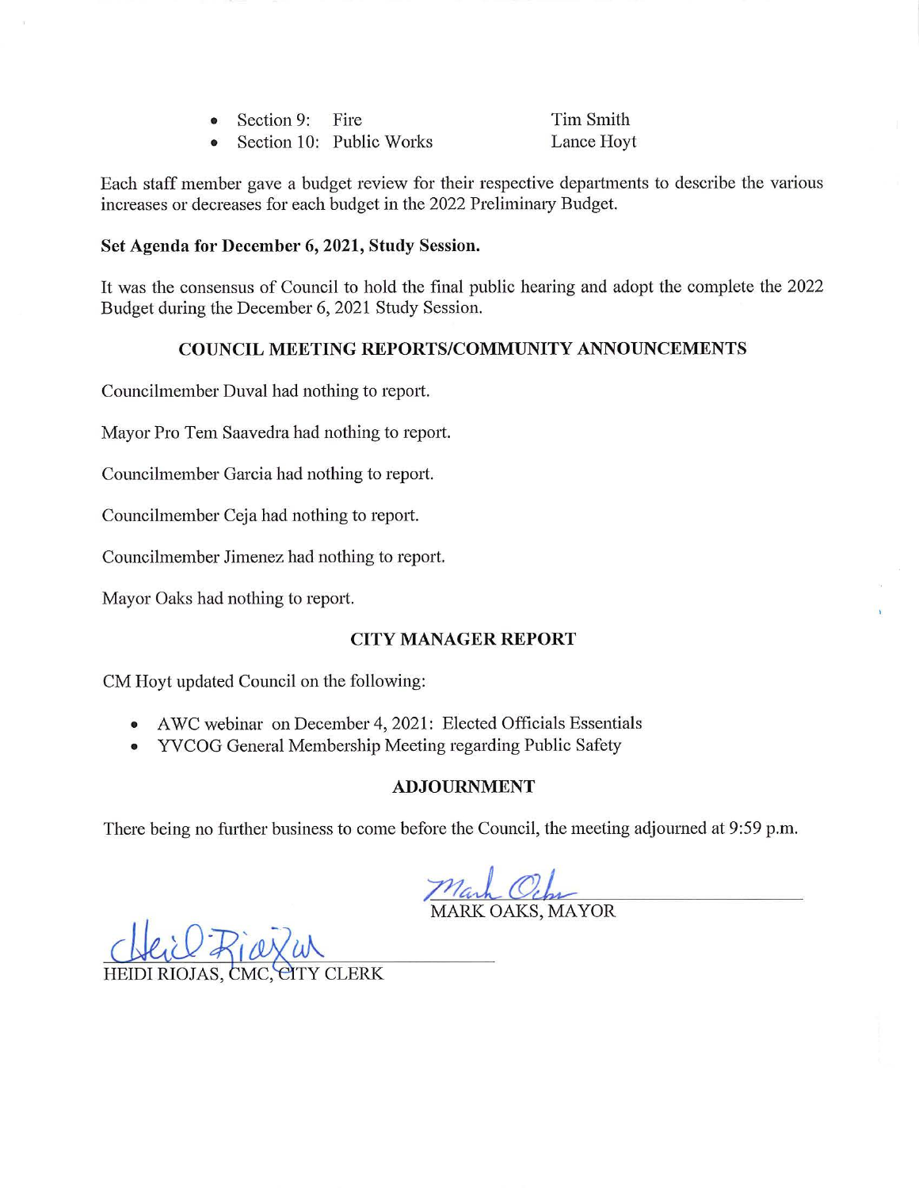- Section 9: Fire — Tim Smith
- Section 10: Public Works — Lance Hoyt

Each staff member gave a budget review for their respective departments to describe the various increases or decreases for each budget in the 2022 Preliminary Budget.

**Set Agenda for December 6, 2021, Study Session.**

It was the consensus of Council to hold the final public hearing and adopt the complete the 2022 Budget during the December 6, 2021 Study Session.

## COUNCIL MEETING REPORTS/COMMUNITY ANNOUNCEMENTS

Councilmember Duval had nothing to report.

Mayor Pro Tem Saavedra had nothing to report.

Councilmember Garcia had nothing to report.

Councilmember Ceja had nothing to report.

Councilmember Jimenez had nothing to report.

Mayor Oaks had nothing to report.

## CITY MANAGER REPORT

CM Hoyt updated Council on the following:

- AWC webinar on December 4, 2021: Elected Officials Essentials
- YVCOG General Membership Meeting regarding Public Safety

## ADJOURNMENT

There being no further business to come before the Council, the meeting adjourned at 9:59 p.m.

MARK OAKS, MAYOR

HEIDI RIOJAS, CMC, CITY CLERK